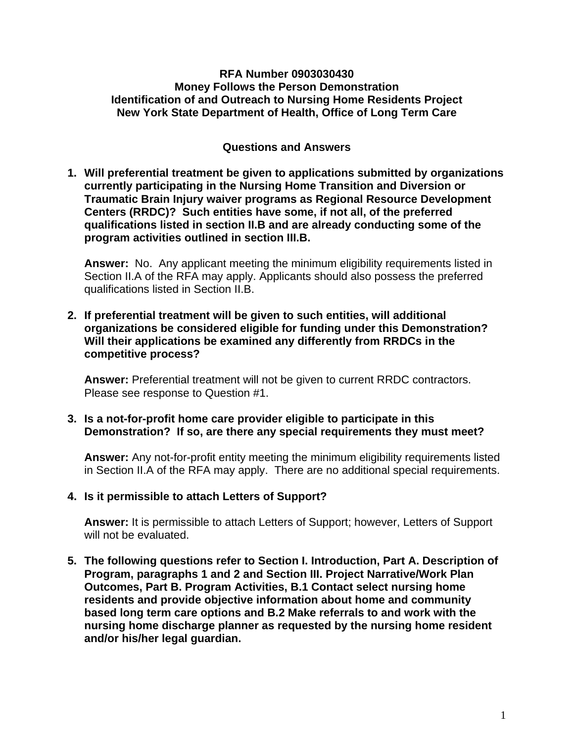**RFA Number 0903030430**
**Money Follows the Person Demonstration**
**Identification of and Outreach to Nursing Home Residents Project**
**New York State Department of Health, Office of Long Term Care**

**Questions and Answers**

1. **Will preferential treatment be given to applications submitted by organizations currently participating in the Nursing Home Transition and Diversion or Traumatic Brain Injury waiver programs as Regional Resource Development Centers (RRDC)? Such entities have some, if not all, of the preferred qualifications listed in section II.B and are already conducting some of the program activities outlined in section III.B.**

   **Answer:** No. Any applicant meeting the minimum eligibility requirements listed in Section II.A of the RFA may apply. Applicants should also possess the preferred qualifications listed in Section II.B.

2. **If preferential treatment will be given to such entities, will additional organizations be considered eligible for funding under this Demonstration? Will their applications be examined any differently from RRDCs in the competitive process?**

   **Answer:** Preferential treatment will not be given to current RRDC contractors. Please see response to Question #1.

3. **Is a not-for-profit home care provider eligible to participate in this Demonstration? If so, are there any special requirements they must meet?**

   **Answer:** Any not-for-profit entity meeting the minimum eligibility requirements listed in Section II.A of the RFA may apply. There are no additional special requirements.

4. **Is it permissible to attach Letters of Support?**

   **Answer:** It is permissible to attach Letters of Support; however, Letters of Support will not be evaluated.

5. **The following questions refer to Section I. Introduction, Part A. Description of Program, paragraphs 1 and 2 and Section III. Project Narrative/Work Plan Outcomes, Part B. Program Activities, B.1 Contact select nursing home residents and provide objective information about home and community based long term care options and B.2 Make referrals to and work with the nursing home discharge planner as requested by the nursing home resident and/or his/her legal guardian.**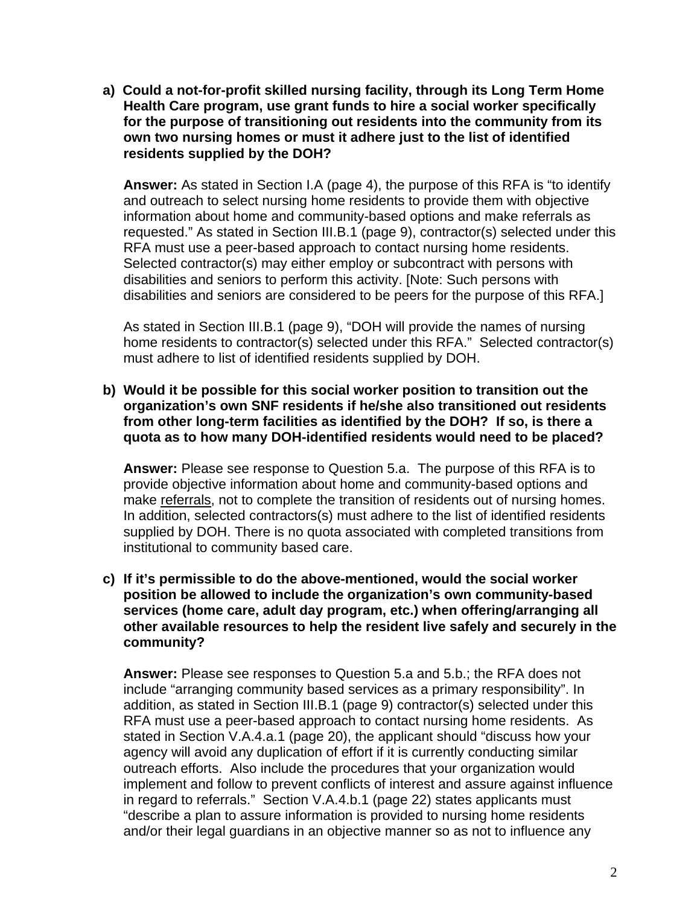a) **Could a not-for-profit skilled nursing facility, through its Long Term Home Health Care program, use grant funds to hire a social worker specifically for the purpose of transitioning out residents into the community from its own two nursing homes or must it adhere just to the list of identified residents supplied by the DOH?**

   **Answer:** As stated in Section I.A (page 4), the purpose of this RFA is "to identify and outreach to select nursing home residents to provide them with objective information about home and community-based options and make referrals as requested." As stated in Section III.B.1 (page 9), contractor(s) selected under this RFA must use a peer-based approach to contact nursing home residents. Selected contractor(s) may either employ or subcontract with persons with disabilities and seniors to perform this activity. [Note: Such persons with disabilities and seniors are considered to be peers for the purpose of this RFA.]

   As stated in Section III.B.1 (page 9), "DOH will provide the names of nursing home residents to contractor(s) selected under this RFA." Selected contractor(s) must adhere to list of identified residents supplied by DOH.

b) **Would it be possible for this social worker position to transition out the organization's own SNF residents if he/she also transitioned out residents from other long-term facilities as identified by the DOH? If so, is there a quota as to how many DOH-identified residents would need to be placed?**

   **Answer:** Please see response to Question 5.a. The purpose of this RFA is to provide objective information about home and community-based options and make <u>referrals</u>, not to complete the transition of residents out of nursing homes. In addition, selected contractors(s) must adhere to the list of identified residents supplied by DOH. There is no quota associated with completed transitions from institutional to community based care.

c) **If it's permissible to do the above-mentioned, would the social worker position be allowed to include the organization's own community-based services (home care, adult day program, etc.) when offering/arranging all other available resources to help the resident live safely and securely in the community?**

   **Answer:** Please see responses to Question 5.a and 5.b.; the RFA does not include "arranging community based services as a primary responsibility". In addition, as stated in Section III.B.1 (page 9) contractor(s) selected under this RFA must use a peer-based approach to contact nursing home residents. As stated in Section V.A.4.a.1 (page 20), the applicant should "discuss how your agency will avoid any duplication of effort if it is currently conducting similar outreach efforts. Also include the procedures that your organization would implement and follow to prevent conflicts of interest and assure against influence in regard to referrals." Section V.A.4.b.1 (page 22) states applicants must "describe a plan to assure information is provided to nursing home residents and/or their legal guardians in an objective manner so as not to influence any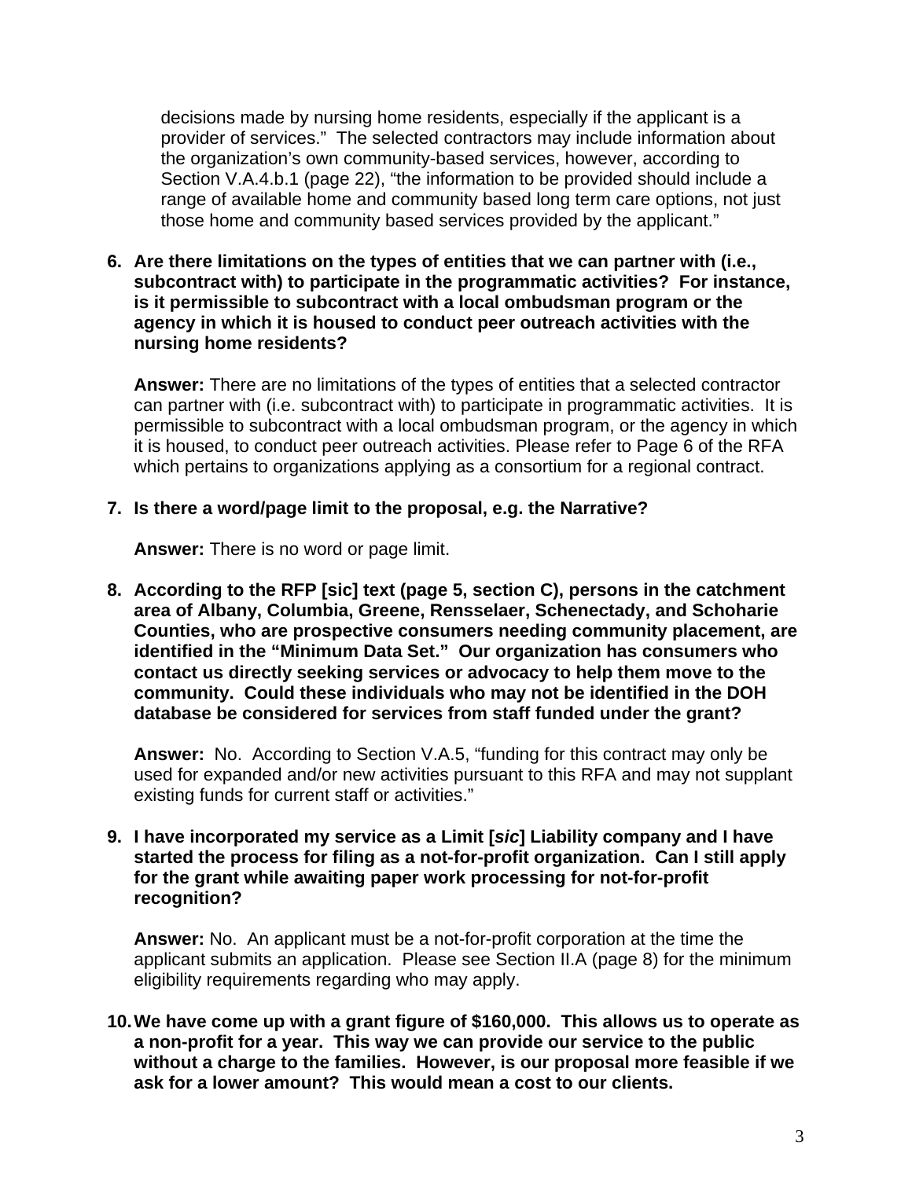decisions made by nursing home residents, especially if the applicant is a provider of services." The selected contractors may include information about the organization's own community-based services, however, according to Section V.A.4.b.1 (page 22), "the information to be provided should include a range of available home and community based long term care options, not just those home and community based services provided by the applicant."

6. **Are there limitations on the types of entities that we can partner with (i.e., subcontract with) to participate in the programmatic activities? For instance, is it permissible to subcontract with a local ombudsman program or the agency in which it is housed to conduct peer outreach activities with the nursing home residents?**

   **Answer:** There are no limitations of the types of entities that a selected contractor can partner with (i.e. subcontract with) to participate in programmatic activities. It is permissible to subcontract with a local ombudsman program, or the agency in which it is housed, to conduct peer outreach activities. Please refer to Page 6 of the RFA which pertains to organizations applying as a consortium for a regional contract.

7. **Is there a word/page limit to the proposal, e.g. the Narrative?**

   **Answer:** There is no word or page limit.

8. **According to the RFP [sic] text (page 5, section C), persons in the catchment area of Albany, Columbia, Greene, Rensselaer, Schenectady, and Schoharie Counties, who are prospective consumers needing community placement, are identified in the "Minimum Data Set." Our organization has consumers who contact us directly seeking services or advocacy to help them move to the community. Could these individuals who may not be identified in the DOH database be considered for services from staff funded under the grant?**

   **Answer:** No. According to Section V.A.5, "funding for this contract may only be used for expanded and/or new activities pursuant to this RFA and may not supplant existing funds for current staff or activities."

9. **I have incorporated my service as a Limit [*sic*] Liability company and I have started the process for filing as a not-for-profit organization. Can I still apply for the grant while awaiting paper work processing for not-for-profit recognition?**

   **Answer:** No. An applicant must be a not-for-profit corporation at the time the applicant submits an application. Please see Section II.A (page 8) for the minimum eligibility requirements regarding who may apply.

10. **We have come up with a grant figure of $160,000. This allows us to operate as a non-profit for a year. This way we can provide our service to the public without a charge to the families. However, is our proposal more feasible if we ask for a lower amount? This would mean a cost to our clients.**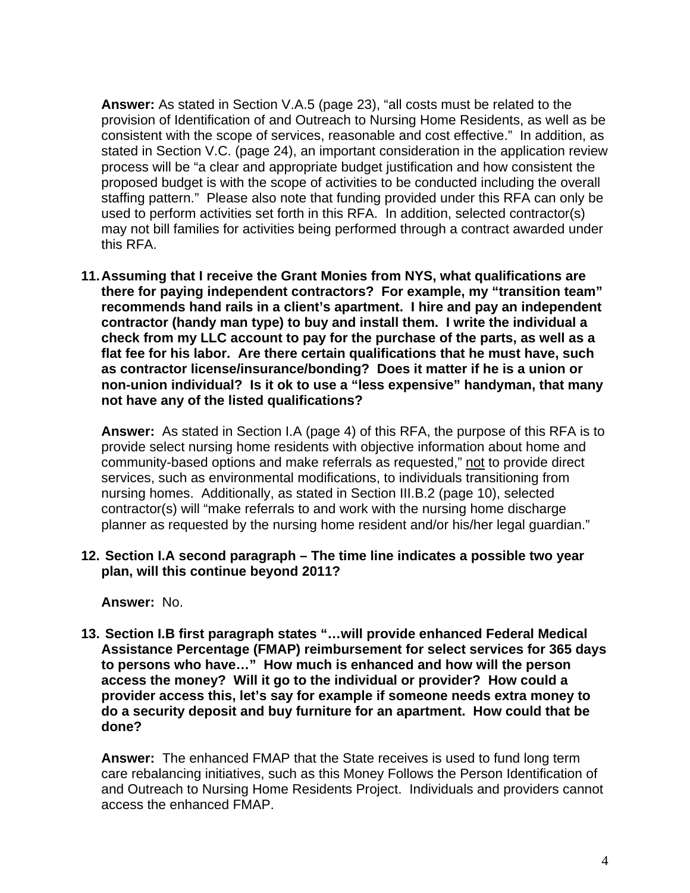**Answer:** As stated in Section V.A.5 (page 23), "all costs must be related to the provision of Identification of and Outreach to Nursing Home Residents, as well as be consistent with the scope of services, reasonable and cost effective." In addition, as stated in Section V.C. (page 24), an important consideration in the application review process will be "a clear and appropriate budget justification and how consistent the proposed budget is with the scope of activities to be conducted including the overall staffing pattern." Please also note that funding provided under this RFA can only be used to perform activities set forth in this RFA. In addition, selected contractor(s) may not bill families for activities being performed through a contract awarded under this RFA.

11. **Assuming that I receive the Grant Monies from NYS, what qualifications are there for paying independent contractors? For example, my "transition team" recommends hand rails in a client's apartment. I hire and pay an independent contractor (handy man type) to buy and install them. I write the individual a check from my LLC account to pay for the purchase of the parts, as well as a flat fee for his labor. Are there certain qualifications that he must have, such as contractor license/insurance/bonding? Does it matter if he is a union or non-union individual? Is it ok to use a "less expensive" handyman, that many not have any of the listed qualifications?**

    **Answer:** As stated in Section I.A (page 4) of this RFA, the purpose of this RFA is to provide select nursing home residents with objective information about home and community-based options and make referrals as requested," not to provide direct services, such as environmental modifications, to individuals transitioning from nursing homes. Additionally, as stated in Section III.B.2 (page 10), selected contractor(s) will "make referrals to and work with the nursing home discharge planner as requested by the nursing home resident and/or his/her legal guardian."

12. **Section I.A second paragraph – The time line indicates a possible two year plan, will this continue beyond 2011?**

    **Answer:** No.

13. **Section I.B first paragraph states "…will provide enhanced Federal Medical Assistance Percentage (FMAP) reimbursement for select services for 365 days to persons who have…" How much is enhanced and how will the person access the money? Will it go to the individual or provider? How could a provider access this, let's say for example if someone needs extra money to do a security deposit and buy furniture for an apartment. How could that be done?**

    **Answer:** The enhanced FMAP that the State receives is used to fund long term care rebalancing initiatives, such as this Money Follows the Person Identification of and Outreach to Nursing Home Residents Project. Individuals and providers cannot access the enhanced FMAP.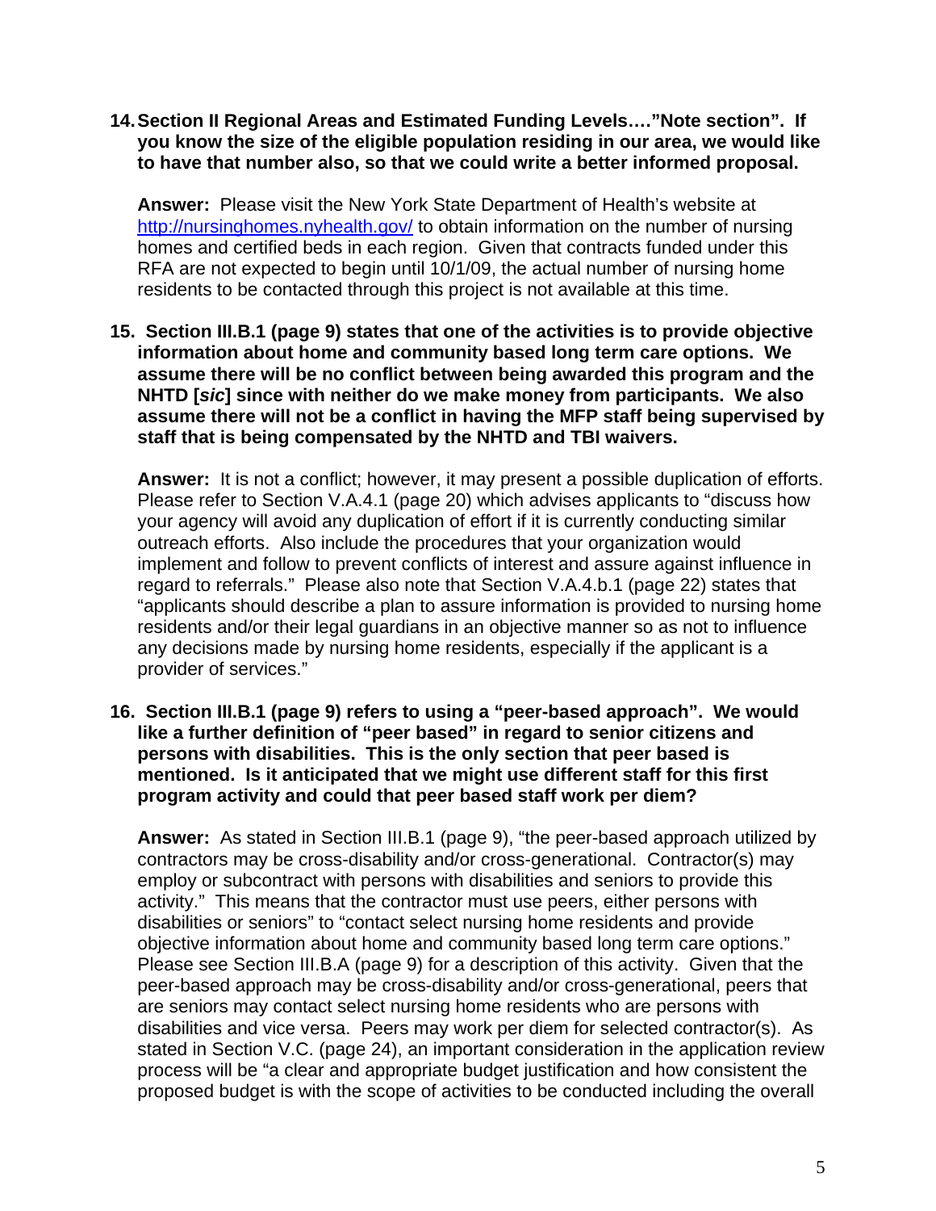**14. Section II Regional Areas and Estimated Funding Levels…."Note section". If you know the size of the eligible population residing in our area, we would like to have that number also, so that we could write a better informed proposal.**

**Answer:** Please visit the New York State Department of Health's website at http://nursinghomes.nyhealth.gov/ to obtain information on the number of nursing homes and certified beds in each region. Given that contracts funded under this RFA are not expected to begin until 10/1/09, the actual number of nursing home residents to be contacted through this project is not available at this time.

**15. Section III.B.1 (page 9) states that one of the activities is to provide objective information about home and community based long term care options. We assume there will be no conflict between being awarded this program and the NHTD [*sic*] since with neither do we make money from participants. We also assume there will not be a conflict in having the MFP staff being supervised by staff that is being compensated by the NHTD and TBI waivers.**

**Answer:** It is not a conflict; however, it may present a possible duplication of efforts. Please refer to Section V.A.4.1 (page 20) which advises applicants to "discuss how your agency will avoid any duplication of effort if it is currently conducting similar outreach efforts. Also include the procedures that your organization would implement and follow to prevent conflicts of interest and assure against influence in regard to referrals." Please also note that Section V.A.4.b.1 (page 22) states that "applicants should describe a plan to assure information is provided to nursing home residents and/or their legal guardians in an objective manner so as not to influence any decisions made by nursing home residents, especially if the applicant is a provider of services."

**16. Section III.B.1 (page 9) refers to using a "peer-based approach". We would like a further definition of "peer based" in regard to senior citizens and persons with disabilities. This is the only section that peer based is mentioned. Is it anticipated that we might use different staff for this first program activity and could that peer based staff work per diem?**

**Answer:** As stated in Section III.B.1 (page 9), "the peer-based approach utilized by contractors may be cross-disability and/or cross-generational. Contractor(s) may employ or subcontract with persons with disabilities and seniors to provide this activity." This means that the contractor must use peers, either persons with disabilities or seniors" to "contact select nursing home residents and provide objective information about home and community based long term care options." Please see Section III.B.A (page 9) for a description of this activity. Given that the peer-based approach may be cross-disability and/or cross-generational, peers that are seniors may contact select nursing home residents who are persons with disabilities and vice versa. Peers may work per diem for selected contractor(s). As stated in Section V.C. (page 24), an important consideration in the application review process will be "a clear and appropriate budget justification and how consistent the proposed budget is with the scope of activities to be conducted including the overall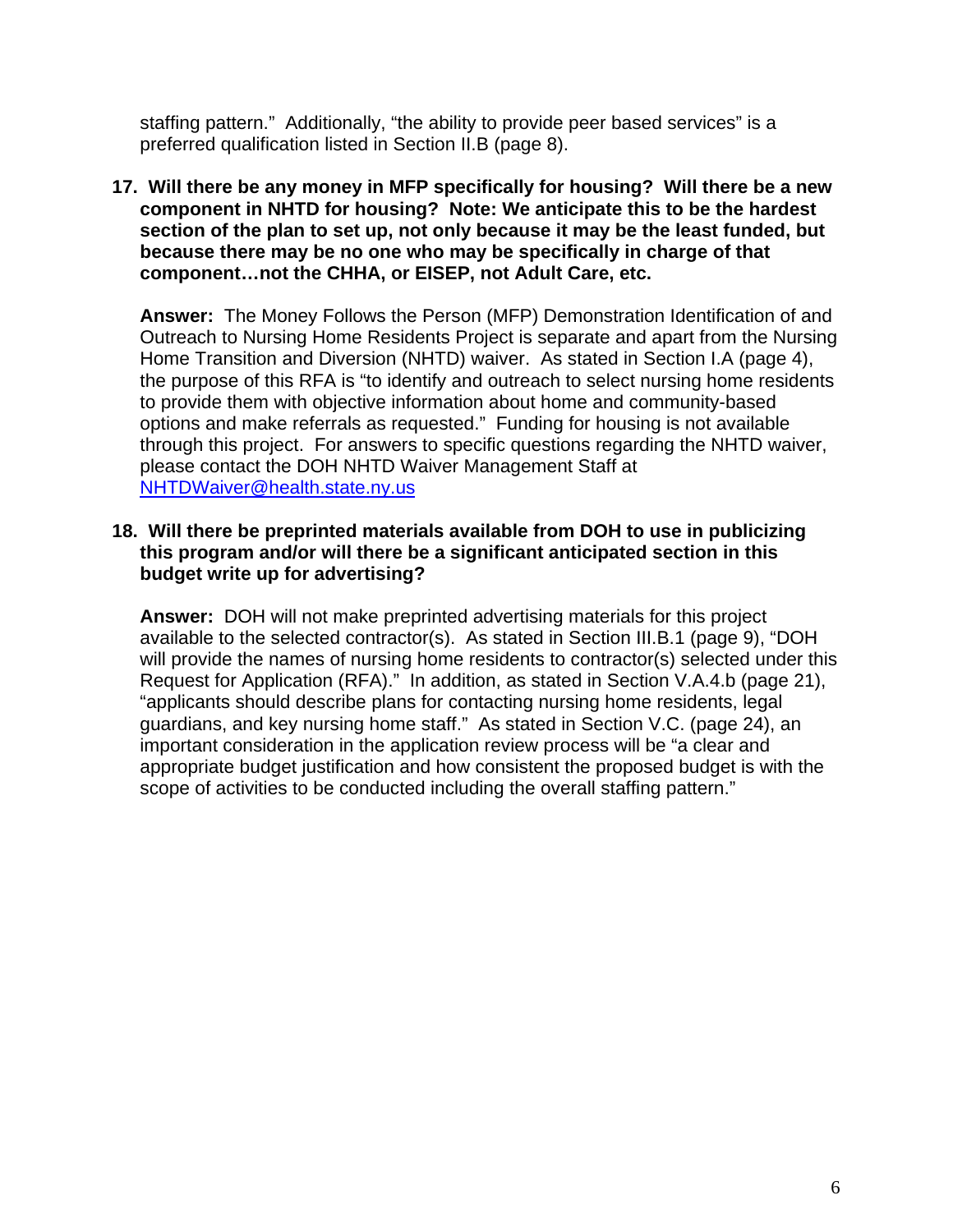staffing pattern." Additionally, "the ability to provide peer based services" is a preferred qualification listed in Section II.B (page 8).

**17. Will there be any money in MFP specifically for housing? Will there be a new component in NHTD for housing? Note: We anticipate this to be the hardest section of the plan to set up, not only because it may be the least funded, but because there may be no one who may be specifically in charge of that component…not the CHHA, or EISEP, not Adult Care, etc.**

**Answer:** The Money Follows the Person (MFP) Demonstration Identification of and Outreach to Nursing Home Residents Project is separate and apart from the Nursing Home Transition and Diversion (NHTD) waiver. As stated in Section I.A (page 4), the purpose of this RFA is "to identify and outreach to select nursing home residents to provide them with objective information about home and community-based options and make referrals as requested." Funding for housing is not available through this project. For answers to specific questions regarding the NHTD waiver, please contact the DOH NHTD Waiver Management Staff at NHTDWaiver@health.state.ny.us

**18. Will there be preprinted materials available from DOH to use in publicizing this program and/or will there be a significant anticipated section in this budget write up for advertising?**

**Answer:** DOH will not make preprinted advertising materials for this project available to the selected contractor(s). As stated in Section III.B.1 (page 9), "DOH will provide the names of nursing home residents to contractor(s) selected under this Request for Application (RFA)." In addition, as stated in Section V.A.4.b (page 21), "applicants should describe plans for contacting nursing home residents, legal guardians, and key nursing home staff." As stated in Section V.C. (page 24), an important consideration in the application review process will be "a clear and appropriate budget justification and how consistent the proposed budget is with the scope of activities to be conducted including the overall staffing pattern."